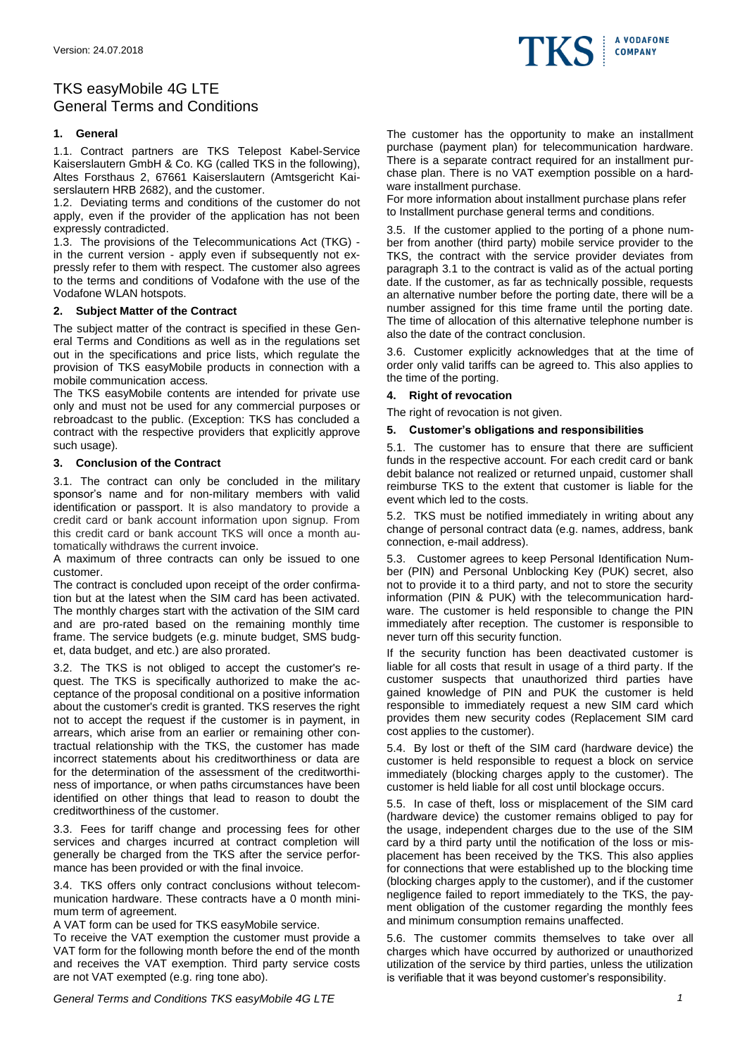# TKS easyMobile 4G LTE
# General Terms and Conditions

## 1. General

1.1. Contract partners are TKS Telepost Kabel-Service Kaiserslautern GmbH & Co. KG (called TKS in the following), Altes Forsthaus 2, 67661 Kaiserslautern (Amtsgericht Kaiserslautern HRB 2682), and the customer.

1.2. Deviating terms and conditions of the customer do not apply, even if the provider of the application has not been expressly contradicted.

1.3. The provisions of the Telecommunications Act (TKG) - in the current version - apply even if subsequently not expressly refer to them with respect. The customer also agrees to the terms and conditions of Vodafone with the use of the Vodafone WLAN hotspots.

## 2. Subject Matter of the Contract

The subject matter of the contract is specified in these General Terms and Conditions as well as in the regulations set out in the specifications and price lists, which regulate the provision of TKS easyMobile products in connection with a mobile communication access.

The TKS easyMobile contents are intended for private use only and must not be used for any commercial purposes or rebroadcast to the public. (Exception: TKS has concluded a contract with the respective providers that explicitly approve such usage).

## 3. Conclusion of the Contract

3.1. The contract can only be concluded in the military sponsor's name and for non-military members with valid identification or passport. It is also mandatory to provide a credit card or bank account information upon signup. From this credit card or bank account TKS will once a month automatically withdraws the current invoice.

A maximum of three contracts can only be issued to one customer.

The contract is concluded upon receipt of the order confirmation but at the latest when the SIM card has been activated. The monthly charges start with the activation of the SIM card and are pro-rated based on the remaining monthly time frame. The service budgets (e.g. minute budget, SMS budget, data budget, and etc.) are also prorated.

3.2. The TKS is not obliged to accept the customer's request. The TKS is specifically authorized to make the acceptance of the proposal conditional on a positive information about the customer's credit is granted. TKS reserves the right not to accept the request if the customer is in payment, in arrears, which arise from an earlier or remaining other contractual relationship with the TKS, the customer has made incorrect statements about his creditworthiness or data are for the determination of the assessment of the creditworthiness of importance, or when paths circumstances have been identified on other things that lead to reason to doubt the creditworthiness of the customer.

3.3. Fees for tariff change and processing fees for other services and charges incurred at contract completion will generally be charged from the TKS after the service performance has been provided or with the final invoice.

3.4. TKS offers only contract conclusions without telecommunication hardware. These contracts have a 0 month minimum term of agreement.

A VAT form can be used for TKS easyMobile service.

To receive the VAT exemption the customer must provide a VAT form for the following month before the end of the month and receives the VAT exemption. Third party service costs are not VAT exempted (e.g. ring tone abo).

The customer has the opportunity to make an installment purchase (payment plan) for telecommunication hardware. There is a separate contract required for an installment purchase plan. There is no VAT exemption possible on a hardware installment purchase.

For more information about installment purchase plans refer to Installment purchase general terms and conditions.

3.5. If the customer applied to the porting of a phone number from another (third party) mobile service provider to the TKS, the contract with the service provider deviates from paragraph 3.1 to the contract is valid as of the actual porting date. If the customer, as far as technically possible, requests an alternative number before the porting date, there will be a number assigned for this time frame until the porting date. The time of allocation of this alternative telephone number is also the date of the contract conclusion.

3.6. Customer explicitly acknowledges that at the time of order only valid tariffs can be agreed to. This also applies to the time of the porting.

## 4. Right of revocation

The right of revocation is not given.

## 5. Customer's obligations and responsibilities

5.1. The customer has to ensure that there are sufficient funds in the respective account. For each credit card or bank debit balance not realized or returned unpaid, customer shall reimburse TKS to the extent that customer is liable for the event which led to the costs.

5.2. TKS must be notified immediately in writing about any change of personal contract data (e.g. names, address, bank connection, e-mail address).

5.3. Customer agrees to keep Personal Identification Number (PIN) and Personal Unblocking Key (PUK) secret, also not to provide it to a third party, and not to store the security information (PIN & PUK) with the telecommunication hardware. The customer is held responsible to change the PIN immediately after reception. The customer is responsible to never turn off this security function.

If the security function has been deactivated customer is liable for all costs that result in usage of a third party. If the customer suspects that unauthorized third parties have gained knowledge of PIN and PUK the customer is held responsible to immediately request a new SIM card which provides them new security codes (Replacement SIM card cost applies to the customer).

5.4. By lost or theft of the SIM card (hardware device) the customer is held responsible to request a block on service immediately (blocking charges apply to the customer). The customer is held liable for all cost until blockage occurs.

5.5. In case of theft, loss or misplacement of the SIM card (hardware device) the customer remains obliged to pay for the usage, independent charges due to the use of the SIM card by a third party until the notification of the loss or misplacement has been received by the TKS. This also applies for connections that were established up to the blocking time (blocking charges apply to the customer), and if the customer negligence failed to report immediately to the TKS, the payment obligation of the customer regarding the monthly fees and minimum consumption remains unaffected.

5.6. The customer commits themselves to take over all charges which have occurred by authorized or unauthorized utilization of the service by third parties, unless the utilization is verifiable that it was beyond customer's responsibility.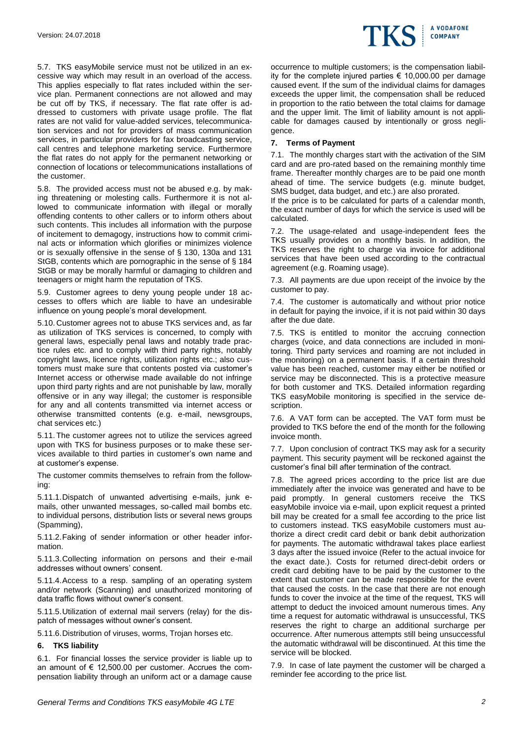5.7. TKS easyMobile service must not be utilized in an excessive way which may result in an overload of the access. This applies especially to flat rates included within the service plan. Permanent connections are not allowed and may be cut off by TKS, if necessary. The flat rate offer is addressed to customers with private usage profile. The flat rates are not valid for value-added services, telecommunication services and not for providers of mass communication services, in particular providers for fax broadcasting service, call centres and telephone marketing service. Furthermore the flat rates do not apply for the permanent networking or connection of locations or telecommunications installations of the customer.

5.8. The provided access must not be abused e.g. by making threatening or molesting calls. Furthermore it is not allowed to communicate information with illegal or morally offending contents to other callers or to inform others about such contents. This includes all information with the purpose of incitement to demagogy, instructions how to commit criminal acts or information which glorifies or minimizes violence or is sexually offensive in the sense of § 130, 130a and 131 StGB, contents which are pornographic in the sense of § 184 StGB or may be morally harmful or damaging to children and teenagers or might harm the reputation of TKS.

5.9. Customer agrees to deny young people under 18 accesses to offers which are liable to have an undesirable influence on young people's moral development.

5.10. Customer agrees not to abuse TKS services and, as far as utilization of TKS services is concerned, to comply with general laws, especially penal laws and notably trade practice rules etc. and to comply with third party rights, notably copyright laws, licence rights, utilization rights etc.; also customers must make sure that contents posted via customer's Internet access or otherwise made available do not infringe upon third party rights and are not punishable by law, morally offensive or in any way illegal; the customer is responsible for any and all contents transmitted via internet access or otherwise transmitted contents (e.g. e-mail, newsgroups, chat services etc.)

5.11. The customer agrees not to utilize the services agreed upon with TKS for business purposes or to make these services available to third parties in customer's own name and at customer's expense.

The customer commits themselves to refrain from the following:

5.11.1. Dispatch of unwanted advertising e-mails, junk e-mails, other unwanted messages, so-called mail bombs etc. to individual persons, distribution lists or several news groups (Spamming),

5.11.2. Faking of sender information or other header information.

5.11.3. Collecting information on persons and their e-mail addresses without owners' consent.

5.11.4. Access to a resp. sampling of an operating system and/or network (Scanning) and unauthorized monitoring of data traffic flows without owner's consent.

5.11.5. Utilization of external mail servers (relay) for the dispatch of messages without owner's consent.

5.11.6. Distribution of viruses, worms, Trojan horses etc.

## 6. TKS liability

6.1. For financial losses the service provider is liable up to an amount of € 12,500.00 per customer. Accrues the compensation liability through an uniform act or a damage cause occurrence to multiple customers; is the compensation liability for the complete injured parties € 10,000.00 per damage caused event. If the sum of the individual claims for damages exceeds the upper limit, the compensation shall be reduced in proportion to the ratio between the total claims for damage and the upper limit. The limit of liability amount is not applicable for damages caused by intentionally or gross negligence.

## 7. Terms of Payment

7.1. The monthly charges start with the activation of the SIM card and are pro-rated based on the remaining monthly time frame. Thereafter monthly charges are to be paid one month ahead of time. The service budgets (e.g. minute budget, SMS budget, data budget, and etc.) are also prorated.

If the price is to be calculated for parts of a calendar month, the exact number of days for which the service is used will be calculated.

7.2. The usage-related and usage-independent fees the TKS usually provides on a monthly basis. In addition, the TKS reserves the right to charge via invoice for additional services that have been used according to the contractual agreement (e.g. Roaming usage).

7.3. All payments are due upon receipt of the invoice by the customer to pay.

7.4. The customer is automatically and without prior notice in default for paying the invoice, if it is not paid within 30 days after the due date.

7.5. TKS is entitled to monitor the accruing connection charges (voice, and data connections are included in monitoring. Third party services and roaming are not included in the monitoring) on a permanent basis. If a certain threshold value has been reached, customer may either be notified or service may be disconnected. This is a protective measure for both customer and TKS. Detailed information regarding TKS easyMobile monitoring is specified in the service description.

7.6. A VAT form can be accepted. The VAT form must be provided to TKS before the end of the month for the following invoice month.

7.7. Upon conclusion of contract TKS may ask for a security payment. This security payment will be reckoned against the customer's final bill after termination of the contract.

7.8. The agreed prices according to the price list are due immediately after the invoice was generated and have to be paid promptly. In general customers receive the TKS easyMobile invoice via e-mail, upon explicit request a printed bill may be created for a small fee according to the price list to customers instead. TKS easyMobile customers must authorize a direct credit card debit or bank debit authorization for payments. The automatic withdrawal takes place earliest 3 days after the issued invoice (Refer to the actual invoice for the exact date.). Costs for returned direct-debit orders or credit card debiting have to be paid by the customer to the extent that customer can be made responsible for the event that caused the costs. In the case that there are not enough funds to cover the invoice at the time of the request, TKS will attempt to deduct the invoiced amount numerous times. Any time a request for automatic withdrawal is unsuccessful, TKS reserves the right to charge an additional surcharge per occurrence. After numerous attempts still being unsuccessful the automatic withdrawal will be discontinued. At this time the service will be blocked.

7.9. In case of late payment the customer will be charged a reminder fee according to the price list.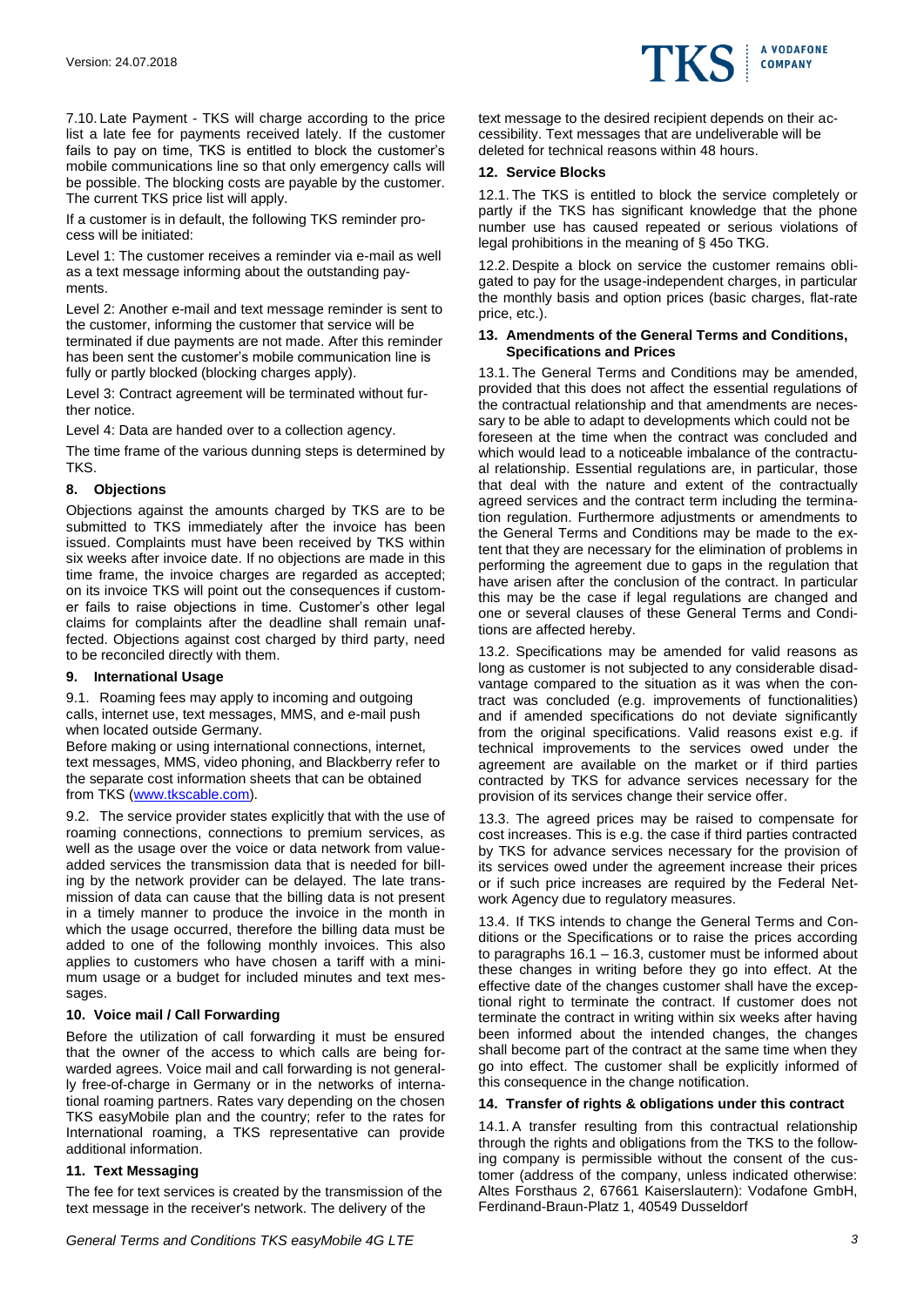7.10. Late Payment - TKS will charge according to the price list a late fee for payments received lately. If the customer fails to pay on time, TKS is entitled to block the customer's mobile communications line so that only emergency calls will be possible. The blocking costs are payable by the customer. The current TKS price list will apply.

If a customer is in default, the following TKS reminder process will be initiated:

Level 1: The customer receives a reminder via e-mail as well as a text message informing about the outstanding payments.

Level 2: Another e-mail and text message reminder is sent to the customer, informing the customer that service will be terminated if due payments are not made. After this reminder has been sent the customer's mobile communication line is fully or partly blocked (blocking charges apply).

Level 3: Contract agreement will be terminated without further notice.

Level 4: Data are handed over to a collection agency.

The time frame of the various dunning steps is determined by TKS.

## 8. Objections

Objections against the amounts charged by TKS are to be submitted to TKS immediately after the invoice has been issued. Complaints must have been received by TKS within six weeks after invoice date. If no objections are made in this time frame, the invoice charges are regarded as accepted; on its invoice TKS will point out the consequences if customer fails to raise objections in time. Customer's other legal claims for complaints after the deadline shall remain unaffected. Objections against cost charged by third party, need to be reconciled directly with them.

## 9. International Usage

9.1. Roaming fees may apply to incoming and outgoing calls, internet use, text messages, MMS, and e-mail push when located outside Germany.
Before making or using international connections, internet, text messages, MMS, video phoning, and Blackberry refer to the separate cost information sheets that can be obtained from TKS (www.tkscable.com).

9.2. The service provider states explicitly that with the use of roaming connections, connections to premium services, as well as the usage over the voice or data network from value-added services the transmission data that is needed for billing by the network provider can be delayed. The late transmission of data can cause that the billing data is not present in a timely manner to produce the invoice in the month in which the usage occurred, therefore the billing data must be added to one of the following monthly invoices. This also applies to customers who have chosen a tariff with a minimum usage or a budget for included minutes and text messages.

## 10. Voice mail / Call Forwarding

Before the utilization of call forwarding it must be ensured that the owner of the access to which calls are being forwarded agrees. Voice mail and call forwarding is not generally free-of-charge in Germany or in the networks of international roaming partners. Rates vary depending on the chosen TKS easyMobile plan and the country; refer to the rates for International roaming, a TKS representative can provide additional information.

## 11. Text Messaging

The fee for text services is created by the transmission of the text message in the receiver's network. The delivery of the text message to the desired recipient depends on their accessibility. Text messages that are undeliverable will be deleted for technical reasons within 48 hours.

## 12. Service Blocks

12.1. The TKS is entitled to block the service completely or partly if the TKS has significant knowledge that the phone number use has caused repeated or serious violations of legal prohibitions in the meaning of § 45o TKG.

12.2. Despite a block on service the customer remains obligated to pay for the usage-independent charges, in particular the monthly basis and option prices (basic charges, flat-rate price, etc.).

## 13. Amendments of the General Terms and Conditions, Specifications and Prices

13.1. The General Terms and Conditions may be amended, provided that this does not affect the essential regulations of the contractual relationship and that amendments are necessary to be able to adapt to developments which could not be foreseen at the time when the contract was concluded and which would lead to a noticeable imbalance of the contractual relationship. Essential regulations are, in particular, those that deal with the nature and extent of the contractually agreed services and the contract term including the termination regulation. Furthermore adjustments or amendments to the General Terms and Conditions may be made to the extent that they are necessary for the elimination of problems in performing the agreement due to gaps in the regulation that have arisen after the conclusion of the contract. In particular this may be the case if legal regulations are changed and one or several clauses of these General Terms and Conditions are affected hereby.

13.2. Specifications may be amended for valid reasons as long as customer is not subjected to any considerable disadvantage compared to the situation as it was when the contract was concluded (e.g. improvements of functionalities) and if amended specifications do not deviate significantly from the original specifications. Valid reasons exist e.g. if technical improvements to the services owed under the agreement are available on the market or if third parties contracted by TKS for advance services necessary for the provision of its services change their service offer.

13.3. The agreed prices may be raised to compensate for cost increases. This is e.g. the case if third parties contracted by TKS for advance services necessary for the provision of its services owed under the agreement increase their prices or if such price increases are required by the Federal Network Agency due to regulatory measures.

13.4. If TKS intends to change the General Terms and Conditions or the Specifications or to raise the prices according to paragraphs 16.1 – 16.3, customer must be informed about these changes in writing before they go into effect. At the effective date of the changes customer shall have the exceptional right to terminate the contract. If customer does not terminate the contract in writing within six weeks after having been informed about the intended changes, the changes shall become part of the contract at the same time when they go into effect. The customer shall be explicitly informed of this consequence in the change notification.

## 14. Transfer of rights & obligations under this contract

14.1. A transfer resulting from this contractual relationship through the rights and obligations from the TKS to the following company is permissible without the consent of the customer (address of the company, unless indicated otherwise: Altes Forsthaus 2, 67661 Kaiserslautern): Vodafone GmbH, Ferdinand-Braun-Platz 1, 40549 Dusseldorf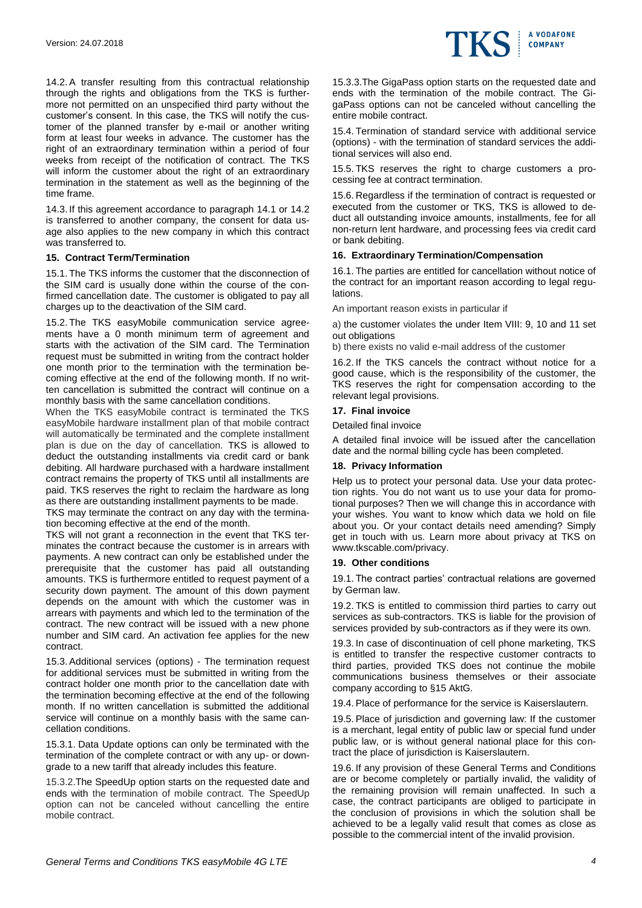14.2. A transfer resulting from this contractual relationship through the rights and obligations from the TKS is furthermore not permitted on an unspecified third party without the customer's consent. In this case, the TKS will notify the customer of the planned transfer by e-mail or another writing form at least four weeks in advance. The customer has the right of an extraordinary termination within a period of four weeks from receipt of the notification of contract. The TKS will inform the customer about the right of an extraordinary termination in the statement as well as the beginning of the time frame.

14.3. If this agreement accordance to paragraph 14.1 or 14.2 is transferred to another company, the consent for data usage also applies to the new company in which this contract was transferred to.

### 15. Contract Term/Termination

15.1. The TKS informs the customer that the disconnection of the SIM card is usually done within the course of the confirmed cancellation date. The customer is obligated to pay all charges up to the deactivation of the SIM card.

15.2. The TKS easyMobile communication service agreements have a 0 month minimum term of agreement and starts with the activation of the SIM card. The Termination request must be submitted in writing from the contract holder one month prior to the termination with the termination becoming effective at the end of the following month. If no written cancellation is submitted the contract will continue on a monthly basis with the same cancellation conditions.

When the TKS easyMobile contract is terminated the TKS easyMobile hardware installment plan of that mobile contract will automatically be terminated and the complete installment plan is due on the day of cancellation. TKS is allowed to deduct the outstanding installments via credit card or bank debiting. All hardware purchased with a hardware installment contract remains the property of TKS until all installments are paid. TKS reserves the right to reclaim the hardware as long as there are outstanding installment payments to be made.

TKS may terminate the contract on any day with the termination becoming effective at the end of the month.

TKS will not grant a reconnection in the event that TKS terminates the contract because the customer is in arrears with payments. A new contract can only be established under the prerequisite that the customer has paid all outstanding amounts. TKS is furthermore entitled to request payment of a security down payment. The amount of this down payment depends on the amount with which the customer was in arrears with payments and which led to the termination of the contract. The new contract will be issued with a new phone number and SIM card. An activation fee applies for the new contract.

15.3. Additional services (options) - The termination request for additional services must be submitted in writing from the contract holder one month prior to the cancellation date with the termination becoming effective at the end of the following month. If no written cancellation is submitted the additional service will continue on a monthly basis with the same cancellation conditions.

15.3.1. Data Update options can only be terminated with the termination of the complete contract or with any up- or downgrade to a new tariff that already includes this feature.

15.3.2. The SpeedUp option starts on the requested date and ends with the termination of mobile contract. The SpeedUp option can not be canceled without cancelling the entire mobile contract.

15.3.3. The GigaPass option starts on the requested date and ends with the termination of the mobile contract. The GigaPass options can not be canceled without cancelling the entire mobile contract.

15.4. Termination of standard service with additional service (options) - with the termination of standard services the additional services will also end.

15.5. TKS reserves the right to charge customers a processing fee at contract termination.

15.6. Regardless if the termination of contract is requested or executed from the customer or TKS, TKS is allowed to deduct all outstanding invoice amounts, installments, fee for all non-return lent hardware, and processing fees via credit card or bank debiting.

### 16. Extraordinary Termination/Compensation

16.1. The parties are entitled for cancellation without notice of the contract for an important reason according to legal regulations.

An important reason exists in particular if

a) the customer violates the under Item VIII: 9, 10 and 11 set out obligations

b) there exists no valid e-mail address of the customer

16.2. If the TKS cancels the contract without notice for a good cause, which is the responsibility of the customer, the TKS reserves the right for compensation according to the relevant legal provisions.

### 17. Final invoice

Detailed final invoice

A detailed final invoice will be issued after the cancellation date and the normal billing cycle has been completed.

### 18. Privacy Information

Help us to protect your personal data. Use your data protection rights. You do not want us to use your data for promotional purposes? Then we will change this in accordance with your wishes. You want to know which data we hold on file about you. Or your contact details need amending? Simply get in touch with us. Learn more about privacy at TKS on www.tkscable.com/privacy.

### 19. Other conditions

19.1. The contract parties' contractual relations are governed by German law.

19.2. TKS is entitled to commission third parties to carry out services as sub-contractors. TKS is liable for the provision of services provided by sub-contractors as if they were its own.

19.3. In case of discontinuation of cell phone marketing, TKS is entitled to transfer the respective customer contracts to third parties, provided TKS does not continue the mobile communications business themselves or their associate company according to §15 AktG.

19.4. Place of performance for the service is Kaiserslautern.

19.5. Place of jurisdiction and governing law: If the customer is a merchant, legal entity of public law or special fund under public law, or is without general national place for this contract the place of jurisdiction is Kaiserslautern.

19.6. If any provision of these General Terms and Conditions are or become completely or partially invalid, the validity of the remaining provision will remain unaffected. In such a case, the contract participants are obliged to participate in the conclusion of provisions in which the solution shall be achieved to be a legally valid result that comes as close as possible to the commercial intent of the invalid provision.